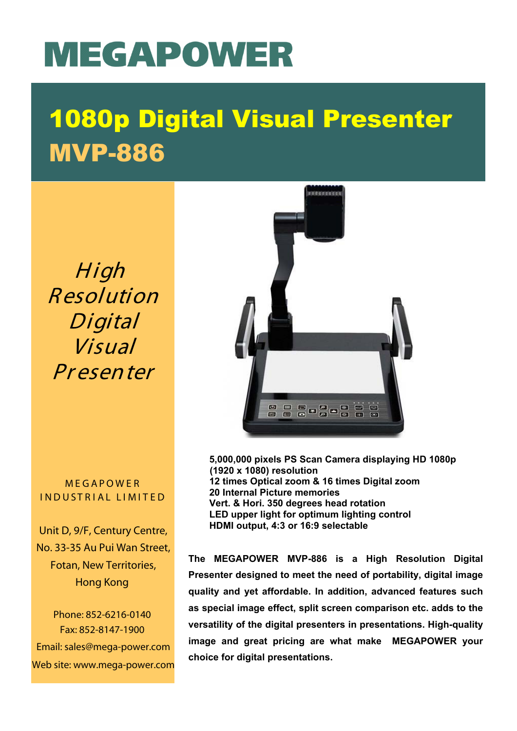# MEGAPOWER

## 1080p Digital Visual Presenter MVP-886

*High Resolution Digital Visual Presenter*

- 5,000,000 pixels PS Scan Camera displaying HD 1080p (1920 x 1080) resolution
- 12 times Optical zoom & 16 times Digital zoom
- 20 Internal Picture memories
- Vert. & Hori. 350 degrees head rotation
- LED upper light for optimum lighting control
- HDMI output, 4:3 or 16:9 selectable

**The MEGAPOWER MVP-886 is a High Resolution Digital Presenter designed to meet the need of portability, digital image quality and yet affordable. In addition, advanced features such as special image effect, split screen comparison etc. adds to the versatility of the digital presenters in presentations. High-quality image and great pricing are what make MEGAPOWER your choice for digital presentations.**

MEGAPOWER INDUSTRIAL LIMITED

Unit D, 9/F, Century Centre,
No. 33-35 Au Pui Wan Street,
Fotan, New Territories,
Hong Kong

Phone: 852-6216-0140
Fax: 852-8147-1900
Email: sales@mega-power.com
Web site: www.mega-power.com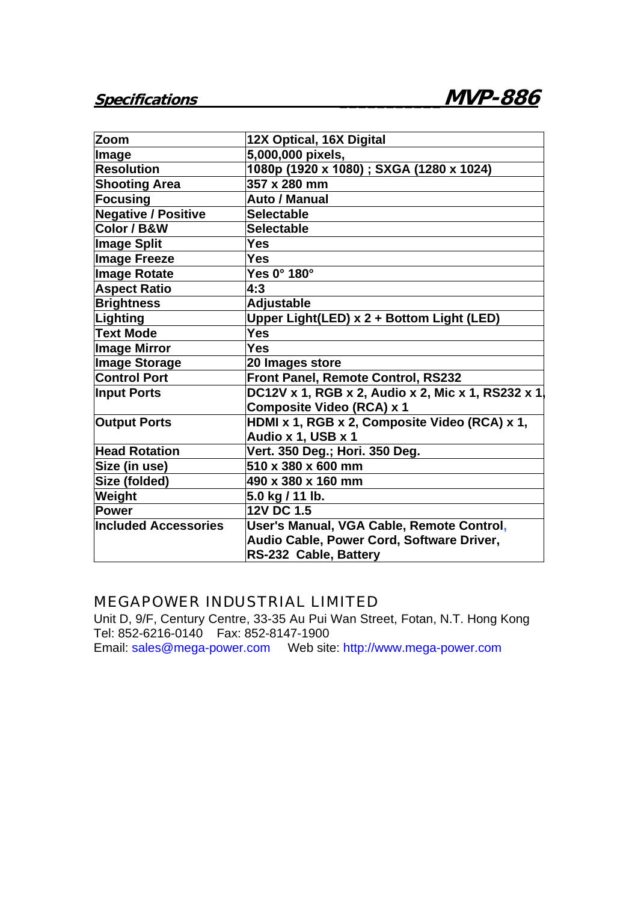## *Specifications* *MVP-886*

| | |
|---|---|
| **Zoom** | **12X Optical, 16X Digital** |
| **Image** | **5,000,000 pixels,** |
| **Resolution** | **1080p (1920 x 1080) ; SXGA (1280 x 1024)** |
| **Shooting Area** | **357 x 280 mm** |
| **Focusing** | **Auto / Manual** |
| **Negative / Positive** | **Selectable** |
| **Color / B&W** | **Selectable** |
| **Image Split** | **Yes** |
| **Image Freeze** | **Yes** |
| **Image Rotate** | **Yes 0° 180°** |
| **Aspect Ratio** | **4:3** |
| **Brightness** | **Adjustable** |
| **Lighting** | **Upper Light(LED) x 2 + Bottom Light (LED)** |
| **Text Mode** | **Yes** |
| **Image Mirror** | **Yes** |
| **Image Storage** | **20 Images store** |
| **Control Port** | **Front Panel, Remote Control, RS232** |
| **Input Ports** | **DC12V x 1, RGB x 2, Audio x 2, Mic x 1, RS232 x 1, Composite Video (RCA) x 1** |
| **Output Ports** | **HDMI x 1, RGB x 2, Composite Video (RCA) x 1, Audio x 1, USB x 1** |
| **Head Rotation** | **Vert. 350 Deg.; Hori. 350 Deg.** |
| **Size (in use)** | **510 x 380 x 600 mm** |
| **Size (folded)** | **490 x 380 x 160 mm** |
| **Weight** | **5.0 kg / 11 lb.** |
| **Power** | **12V DC 1.5** |
| **Included Accessories** | **User's Manual, VGA Cable, Remote Control, Audio Cable, Power Cord, Software Driver, RS-232 Cable, Battery** |

MEGAPOWER INDUSTRIAL LIMITED

Unit D, 9/F, Century Centre, 33-35 Au Pui Wan Street, Fotan, N.T. Hong Kong
Tel: 852-6216-0140 Fax: 852-8147-1900
Email: sales@mega-power.com Web site: http://www.mega-power.com